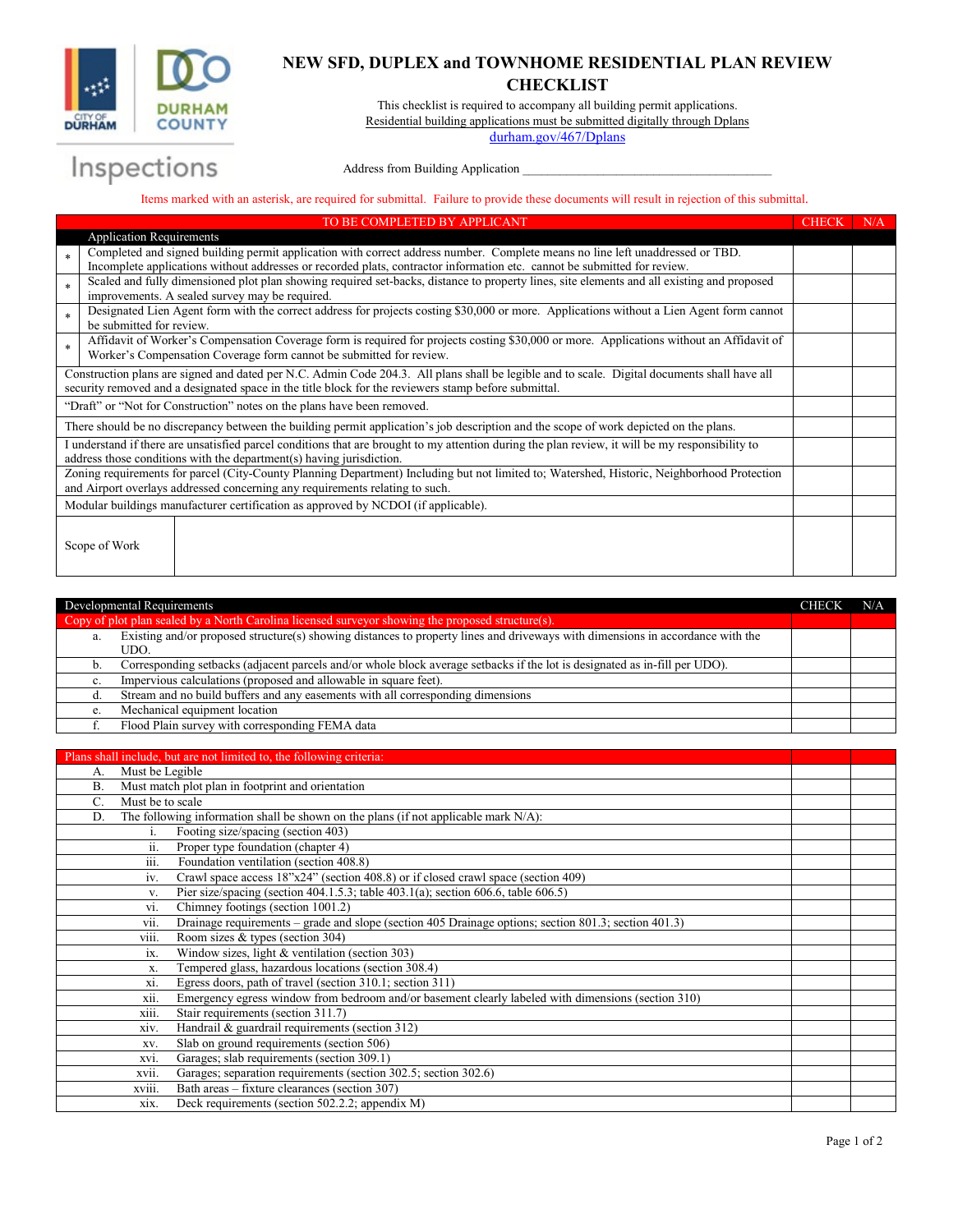# NEW SFD, DUPLEX and TOWNHOME RESIDENTIAL PLAN REVIEW CHECKLIST

This checklist is required to accompany all building permit applications.
Residential building applications must be submitted digitally through Dplans
durham.gov/467/Dplans

Inspections

Address from Building Application ______________________________________

Items marked with an asterisk, are required for submittal. Failure to provide these documents will result in rejection of this submittal.

| | TO BE COMPLETED BY APPLICANT | CHECK | N/A |
|---|---|---|---|
| | Application Requirements | | |
| * | Completed and signed building permit application with correct address number. Complete means no line left unaddressed or TBD. Incomplete applications without addresses or recorded plats, contractor information etc. cannot be submitted for review. | | |
| * | Scaled and fully dimensioned plot plan showing required set-backs, distance to property lines, site elements and all existing and proposed improvements. A sealed survey may be required. | | |
| * | Designated Lien Agent form with the correct address for projects costing $30,000 or more. Applications without a Lien Agent form cannot be submitted for review. | | |
| * | Affidavit of Worker's Compensation Coverage form is required for projects costing $30,000 or more. Applications without an Affidavit of Worker's Compensation Coverage form cannot be submitted for review. | | |
| | Construction plans are signed and dated per N.C. Admin Code 204.3. All plans shall be legible and to scale. Digital documents shall have all security removed and a designated space in the title block for the reviewers stamp before submittal. | | |
| | "Draft" or "Not for Construction" notes on the plans have been removed. | | |
| | There should be no discrepancy between the building permit application's job description and the scope of work depicted on the plans. | | |
| | I understand if there are unsatisfied parcel conditions that are brought to my attention during the plan review, it will be my responsibility to address those conditions with the department(s) having jurisdiction. | | |
| | Zoning requirements for parcel (City-County Planning Department) Including but not limited to; Watershed, Historic, Neighborhood Protection and Airport overlays addressed concerning any requirements relating to such. | | |
| | Modular buildings manufacturer certification as approved by NCDOI (if applicable). | | |
| | Scope of Work | | |

| | Developmental Requirements | CHECK | N/A |
|---|---|---|---|
| | Copy of plot plan sealed by a North Carolina licensed surveyor showing the proposed structure(s). | | |
| a. | Existing and/or proposed structure(s) showing distances to property lines and driveways with dimensions in accordance with the UDO. | | |
| b. | Corresponding setbacks (adjacent parcels and/or whole block average setbacks if the lot is designated as in-fill per UDO). | | |
| c. | Impervious calculations (proposed and allowable in square feet). | | |
| d. | Stream and no build buffers and any easements with all corresponding dimensions | | |
| e. | Mechanical equipment location | | |
| f. | Flood Plain survey with corresponding FEMA data | | |

| | Plans shall include, but are not limited to, the following criteria: | | |
|---|---|---|---|
| A. | Must be Legible | | |
| B. | Must match plot plan in footprint and orientation | | |
| C. | Must be to scale | | |
| D. | The following information shall be shown on the plans (if not applicable mark N/A): | | |
| i. | Footing size/spacing (section 403) | | |
| ii. | Proper type foundation (chapter 4) | | |
| iii. | Foundation ventilation (section 408.8) | | |
| iv. | Crawl space access 18"x24" (section 408.8) or if closed crawl space (section 409) | | |
| v. | Pier size/spacing (section 404.1.5.3; table 403.1(a); section 606.6, table 606.5) | | |
| vi. | Chimney footings (section 1001.2) | | |
| vii. | Drainage requirements – grade and slope (section 405 Drainage options; section 801.3; section 401.3) | | |
| viii. | Room sizes & types (section 304) | | |
| ix. | Window sizes, light & ventilation (section 303) | | |
| x. | Tempered glass, hazardous locations (section 308.4) | | |
| xi. | Egress doors, path of travel (section 310.1; section 311) | | |
| xii. | Emergency egress window from bedroom and/or basement clearly labeled with dimensions (section 310) | | |
| xiii. | Stair requirements (section 311.7) | | |
| xiv. | Handrail & guardrail requirements (section 312) | | |
| xv. | Slab on ground requirements (section 506) | | |
| xvi. | Garages; slab requirements (section 309.1) | | |
| xvii. | Garages; separation requirements (section 302.5; section 302.6) | | |
| xviii. | Bath areas – fixture clearances (section 307) | | |
| xix. | Deck requirements (section 502.2.2; appendix M) | | |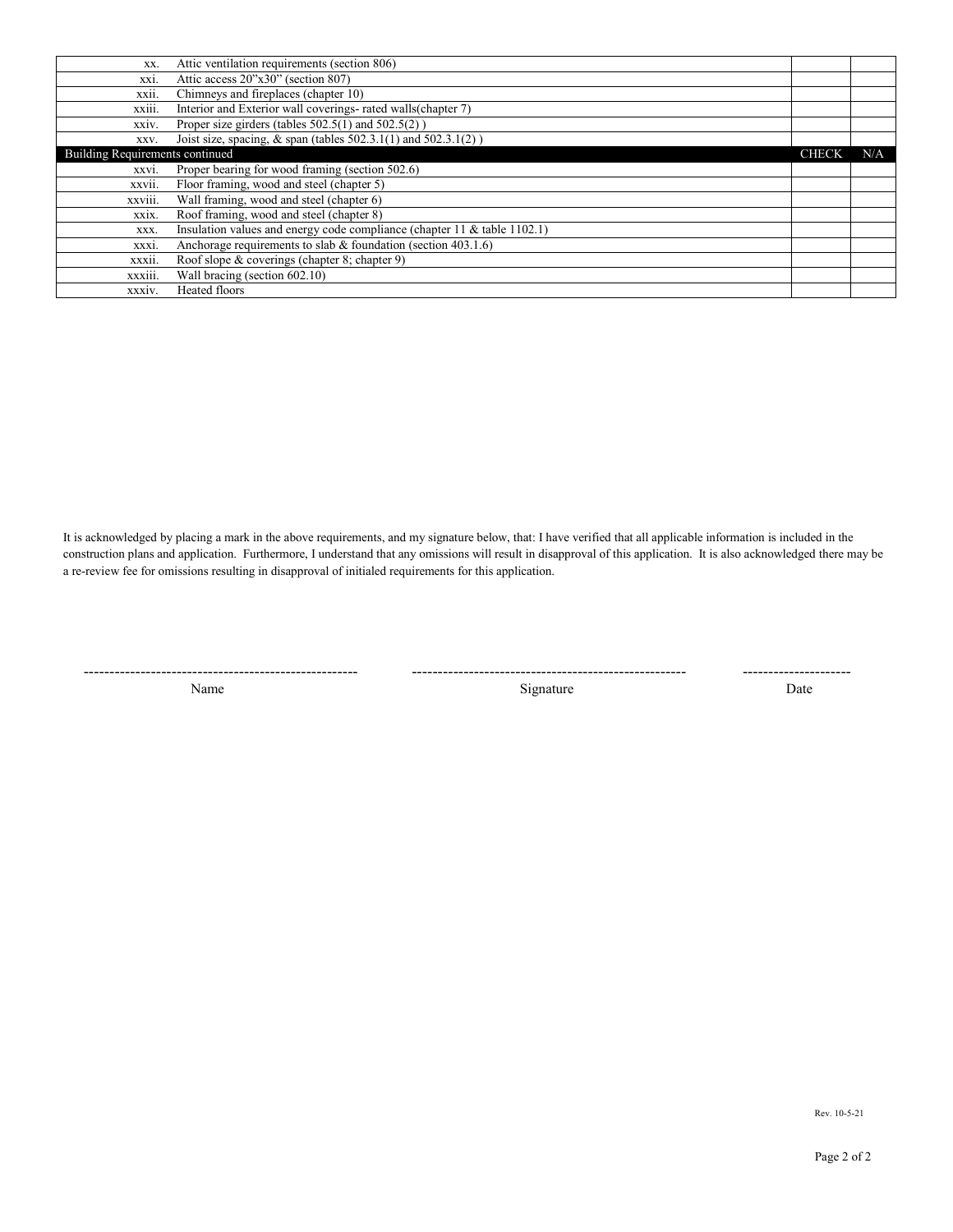| | | | |
|---|---|---|---|
| xx. | Attic ventilation requirements (section 806) | | |
| xxi. | Attic access 20"x30" (section 807) | | |
| xxii. | Chimneys and fireplaces (chapter 10) | | |
| xxiii. | Interior and Exterior wall coverings- rated walls(chapter 7) | | |
| xxiv. | Proper size girders (tables 502.5(1) and 502.5(2) ) | | |
| xxv. | Joist size, spacing, & span (tables 502.3.1(1) and 502.3.1(2) ) | | |
| **Building Requirements continued** | | **CHECK** | **N/A** |
| xxvi. | Proper bearing for wood framing (section 502.6) | | |
| xxvii. | Floor framing, wood and steel (chapter 5) | | |
| xxviii. | Wall framing, wood and steel (chapter 6) | | |
| xxix. | Roof framing, wood and steel (chapter 8) | | |
| xxx. | Insulation values and energy code compliance (chapter 11 & table 1102.1) | | |
| xxxi. | Anchorage requirements to slab & foundation (section 403.1.6) | | |
| xxxii. | Roof slope & coverings (chapter 8; chapter 9) | | |
| xxxiii. | Wall bracing (section 602.10) | | |
| xxxiv. | Heated floors | | |

It is acknowledged by placing a mark in the above requirements, and my signature below, that: I have verified that all applicable information is included in the construction plans and application. Furthermore, I understand that any omissions will result in disapproval of this application. It is also acknowledged there may be a re-review fee for omissions resulting in disapproval of initialed requirements for this application.

---------------------------------------------------- ---------------------------------------------------- ---------------------

Name Signature Date

Rev. 10-5-21